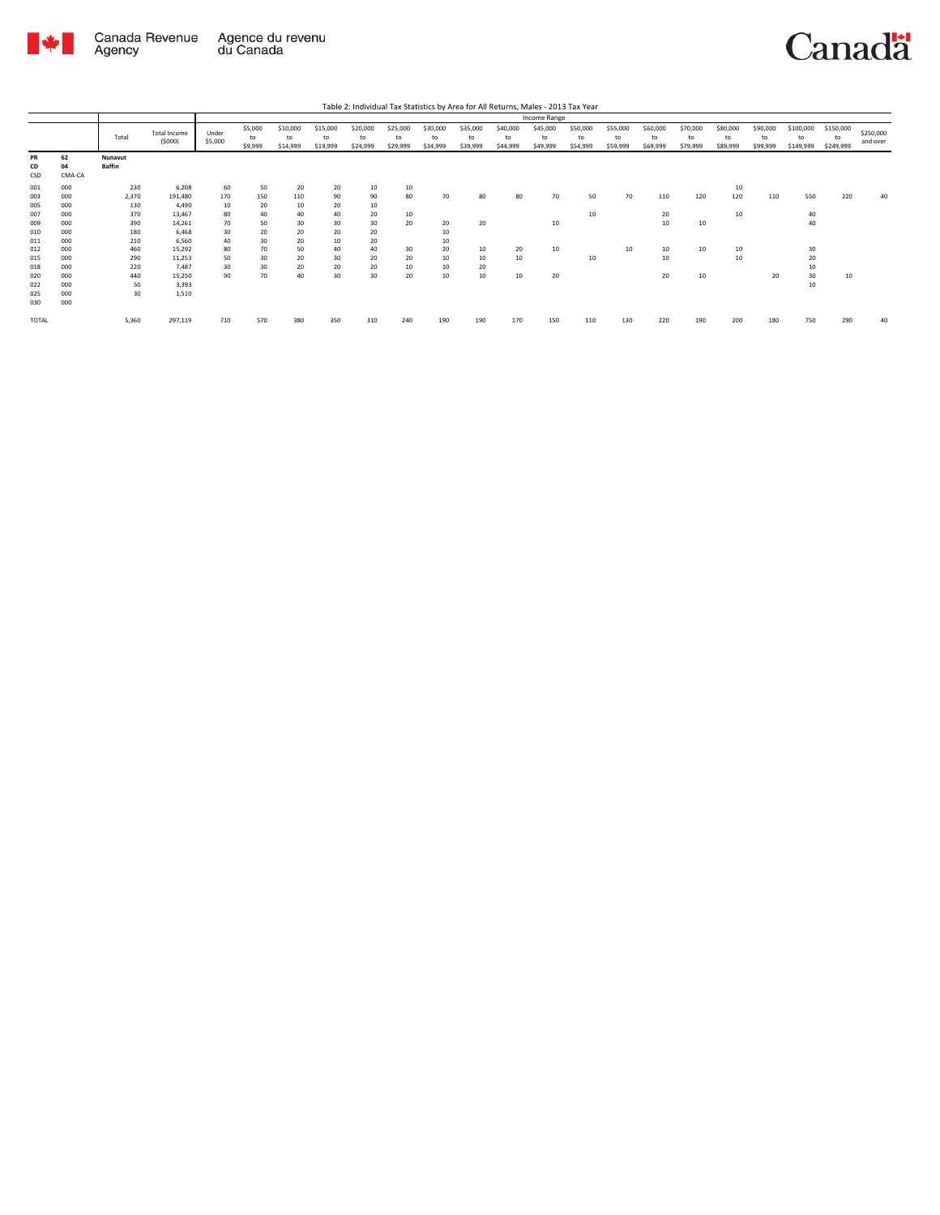Table 2: Individual Tax Statistics by Area for All Returns, Males - 2013 Tax Year

| | | Total | Total Income ($000) | Income Range | | | | | | | | | | | | | | | | | | |
|---|---|---|---|---|---|---|---|---|---|---|---|---|---|---|---|---|---|---|---|---|---|---|
| | | | | Under $5,000 | $5,000 to $9,999 | $10,000 to $14,999 | $15,000 to $19,999 | $20,000 to $24,999 | $25,000 to $29,999 | $30,000 to $34,999 | $35,000 to $39,999 | $40,000 to $44,999 | $45,000 to $49,999 | $50,000 to $54,999 | $55,000 to $59,999 | $60,000 to $69,999 | $70,000 to $79,999 | $80,000 to $89,999 | $90,000 to $99,999 | $100,000 to $149,999 | $150,000 to $249,999 | $250,000 and over |
| **PR** | **62** | **Nunavut** | | | | | | | | | | | | | | | | | | | | |
| **CD** | **04** | **Baffin** | | | | | | | | | | | | | | | | | | | | |
| CSD | CMA-CA | | | | | | | | | | | | | | | | | | | | | |
| 001 | 000 | 230 | 6,208 | 60 | 50 | 20 | 20 | 10 | 10 | | | | | | | | | 10 | | | | |
| 003 | 000 | 2,370 | 191,480 | 170 | 150 | 110 | 90 | 90 | 80 | 70 | 80 | 80 | 70 | 50 | 70 | 110 | 120 | 120 | 110 | 550 | 220 | 40 |
| 005 | 000 | 130 | 4,490 | 10 | 20 | 10 | 20 | 10 | | | | | | | | | | | | | | |
| 007 | 000 | 370 | 13,467 | 80 | 40 | 40 | 40 | 20 | 10 | | | | | 10 | | 20 | | 10 | | 40 | | |
| 009 | 000 | 390 | 14,261 | 70 | 50 | 30 | 30 | 30 | 20 | 20 | 20 | | 10 | | | 10 | 10 | | | 40 | | |
| 010 | 000 | 180 | 6,468 | 30 | 20 | 20 | 20 | 20 | | 10 | | | | | | | | | | | | |
| 011 | 000 | 210 | 6,560 | 40 | 30 | 20 | 10 | 20 | | 10 | | | | | | | | | | | | |
| 012 | 000 | 460 | 15,292 | 80 | 70 | 50 | 40 | 40 | 30 | 20 | 10 | 20 | 10 | | 10 | 10 | 10 | 10 | | 30 | | |
| 015 | 000 | 290 | 11,253 | 50 | 30 | 20 | 30 | 20 | 20 | 10 | 10 | 10 | | 10 | | 10 | | 10 | | 20 | | |
| 018 | 000 | 220 | 7,487 | 30 | 30 | 20 | 20 | 20 | 10 | 10 | 20 | | | | | | | | | 10 | | |
| 020 | 000 | 440 | 15,250 | 90 | 70 | 40 | 30 | 30 | 20 | 10 | 10 | 10 | 20 | | | 20 | 10 | | 20 | 30 | 10 | |
| 022 | 000 | 50 | 3,393 | | | | | | | | | | | | | | | | | 10 | | |
| 025 | 000 | 30 | 1,510 | | | | | | | | | | | | | | | | | | | |
| 030 | 000 | | | | | | | | | | | | | | | | | | | | | |
| TOTAL | | 5,360 | 297,119 | 710 | 570 | 380 | 350 | 310 | 240 | 190 | 190 | 170 | 150 | 110 | 130 | 220 | 190 | 200 | 180 | 750 | 290 | 40 |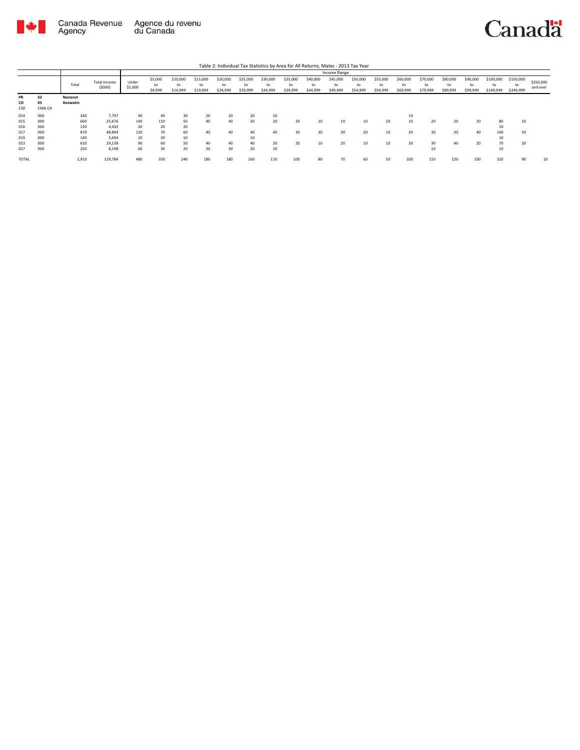Table 2: Individual Tax Statistics by Area for All Returns, Males - 2013 Tax Year

| | | Total | Total Income ($000) | Income Range | | | | | | | | | | | | | | | | | | |
|---|---|---|---|---|---|---|---|---|---|---|---|---|---|---|---|---|---|---|---|---|---|---|
| | | | | Under $5,000 | $5,000 to $9,999 | $10,000 to $14,999 | $15,000 to $19,999 | $20,000 to $24,999 | $25,000 to $29,999 | $30,000 to $34,999 | $35,000 to $39,999 | $40,000 to $44,999 | $45,000 to $49,999 | $50,000 to $54,999 | $55,000 to $59,999 | $60,000 to $69,999 | $70,000 to $79,999 | $80,000 to $89,999 | $90,000 to $99,999 | $100,000 to $149,999 | $150,000 to $249,999 | $250,000 and over |
| **PR** | **62** | **Nunavut** | | | | | | | | | | | | | | | | | | | | |
| **CD** | **05** | **Keewatin** | | | | | | | | | | | | | | | | | | | | |
| CSD | CMA-CA | | | | | | | | | | | | | | | | | | | | | |
| 014 | 000 | 240 | 7,797 | 40 | 40 | 30 | 20 | 20 | 20 | 10 | | | | | | 10 | | | | | | |
| 015 | 000 | 660 | 25,676 | 140 | 110 | 50 | 40 | 40 | 30 | 20 | 20 | 10 | 10 | 10 | 20 | 10 | 20 | 20 | 20 | 80 | 10 | |
| 016 | 000 | 130 | 4,432 | 20 | 20 | 20 | | | | | | | | | | | | | | 10 | | |
| 017 | 000 | 870 | 48,849 | 120 | 70 | 60 | 40 | 40 | 40 | 40 | 30 | 30 | 30 | 20 | 10 | 30 | 30 | 30 | 40 | 140 | 50 | |
| 019 | 000 | 140 | 5,694 | 20 | 20 | 10 | | | 10 | | | | | | | | | | | 10 | | |
| 023 | 000 | 620 | 29,138 | 90 | 60 | 50 | 40 | 40 | 40 | 20 | 20 | 10 | 20 | 10 | 10 | 30 | 30 | 40 | 20 | 70 | 20 | |
| 027 | 000 | 250 | 8,198 | 60 | 30 | 20 | 20 | 30 | 20 | 10 | | | | | | | 10 | | | 10 | | |
| TOTAL | | 2,910 | 129,784 | 480 | 350 | 240 | 180 | 180 | 160 | 110 | 100 | 80 | 70 | 60 | 50 | 100 | 110 | 120 | 100 | 320 | 90 | 10 |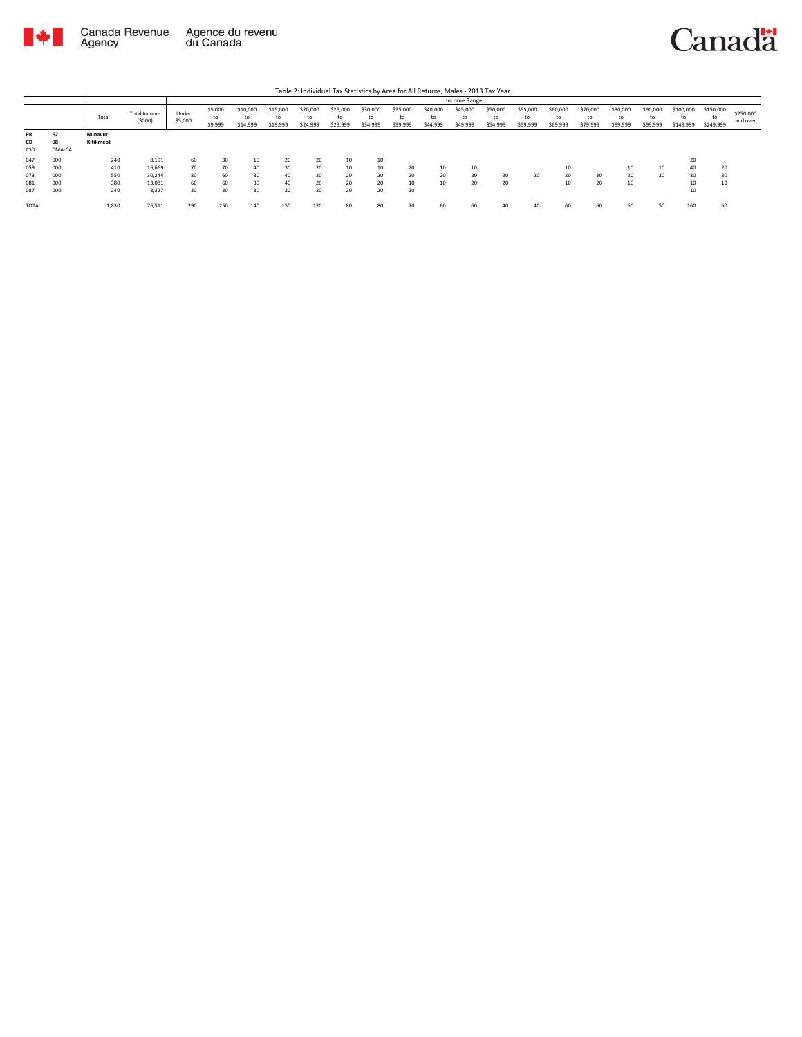Table 2: Individual Tax Statistics by Area for All Returns, Males - 2013 Tax Year

| | | | | Income Range | | | | | | | | | | | | | | | | | | |
|---|---|---|---|---|---|---|---|---|---|---|---|---|---|---|---|---|---|---|---|---|---|---|
| | | Total | Total Income ($000) | Under $5,000 | $5,000 to $9,999 | $10,000 to $14,999 | $15,000 to $19,999 | $20,000 to $24,999 | $25,000 to $29,999 | $30,000 to $34,999 | $35,000 to $39,999 | $40,000 to $44,999 | $45,000 to $49,999 | $50,000 to $54,999 | $55,000 to $59,999 | $60,000 to $69,999 | $70,000 to $79,999 | $80,000 to $89,999 | $90,000 to $99,999 | $100,000 to $149,999 | $150,000 to $249,999 | $250,000 and over |
| PR<br>CD<br>CSD | 62<br>08<br>CMA-CA | Nunavut<br>Kitikmeot | | | | | | | | | | | | | | | | | | | | |
| 047 | 000 | 240 | 8,191 | 60 | 30 | 10 | 20 | 20 | 10 | 10 | | | | | | | | | | 20 | | |
| 059 | 000 | 410 | 16,669 | 70 | 70 | 40 | 30 | 20 | 10 | 10 | 20 | 10 | 10 | | | 10 | | 10 | 10 | 40 | 20 | |
| 073 | 000 | 550 | 30,244 | 80 | 60 | 30 | 40 | 30 | 20 | 20 | 20 | 20 | 20 | 20 | 20 | 20 | 30 | 20 | 20 | 80 | 30 | |
| 081 | 000 | 380 | 13,081 | 60 | 60 | 30 | 40 | 20 | 20 | 20 | 10 | 10 | 20 | 20 | | 10 | 20 | 10 | | 10 | 10 | |
| 087 | 000 | 240 | 8,327 | 30 | 30 | 30 | 20 | 20 | 20 | 20 | 20 | | | | | | | | | 10 | | |
| TOTAL | | 1,830 | 76,511 | 290 | 250 | 140 | 150 | 120 | 80 | 80 | 70 | 60 | 60 | 40 | 40 | 60 | 60 | 60 | 50 | 160 | 60 | |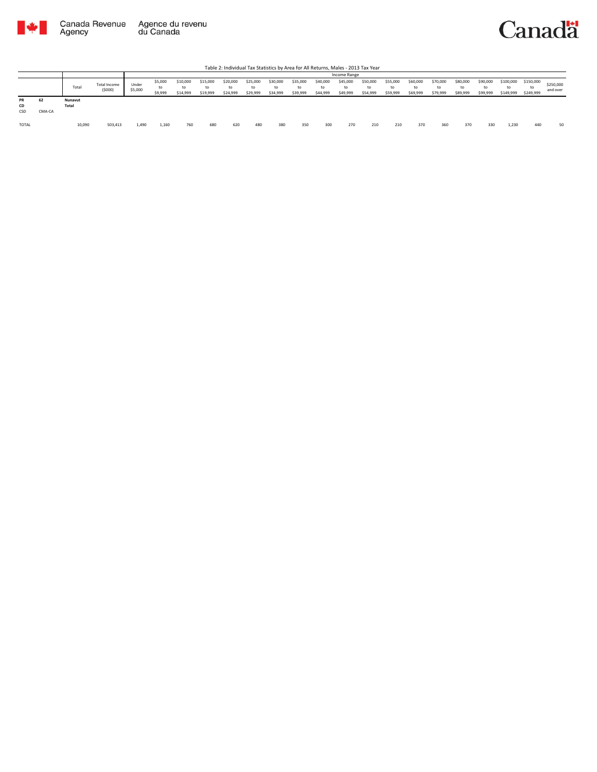Table 2: Individual Tax Statistics by Area for All Returns, Males - 2013 Tax Year

| | | | | Income Range | | | | | | | | | | | | | | | | | | | |
|---|---|---|---|---|---|---|---|---|---|---|---|---|---|---|---|---|---|---|---|---|---|---|---|
| | | Total | Total Income ($000) | Under $5,000 | $5,000 to $9,999 | $10,000 to $14,999 | $15,000 to $19,999 | $20,000 to $24,999 | $25,000 to $29,999 | $30,000 to $34,999 | $35,000 to $39,999 | $40,000 to $44,999 | $45,000 to $49,999 | $50,000 to $54,999 | $55,000 to $59,999 | $60,000 to $69,999 | $70,000 to $79,999 | $80,000 to $89,999 | $90,000 to $99,999 | $100,000 to $149,999 | $150,000 to $249,999 | $250,000 and over |
| PR<br>CD<br>CSD | 62<br><br>CMA-CA | **Nunavut**<br>**Total** | | | | | | | | | | | | | | | | | | | | | |
| TOTAL | | 10,090 | 503,413 | 1,490 | 1,160 | 760 | 680 | 620 | 480 | 380 | 350 | 300 | 270 | 210 | 210 | 370 | 360 | 370 | 330 | 1,230 | 440 | 50 |